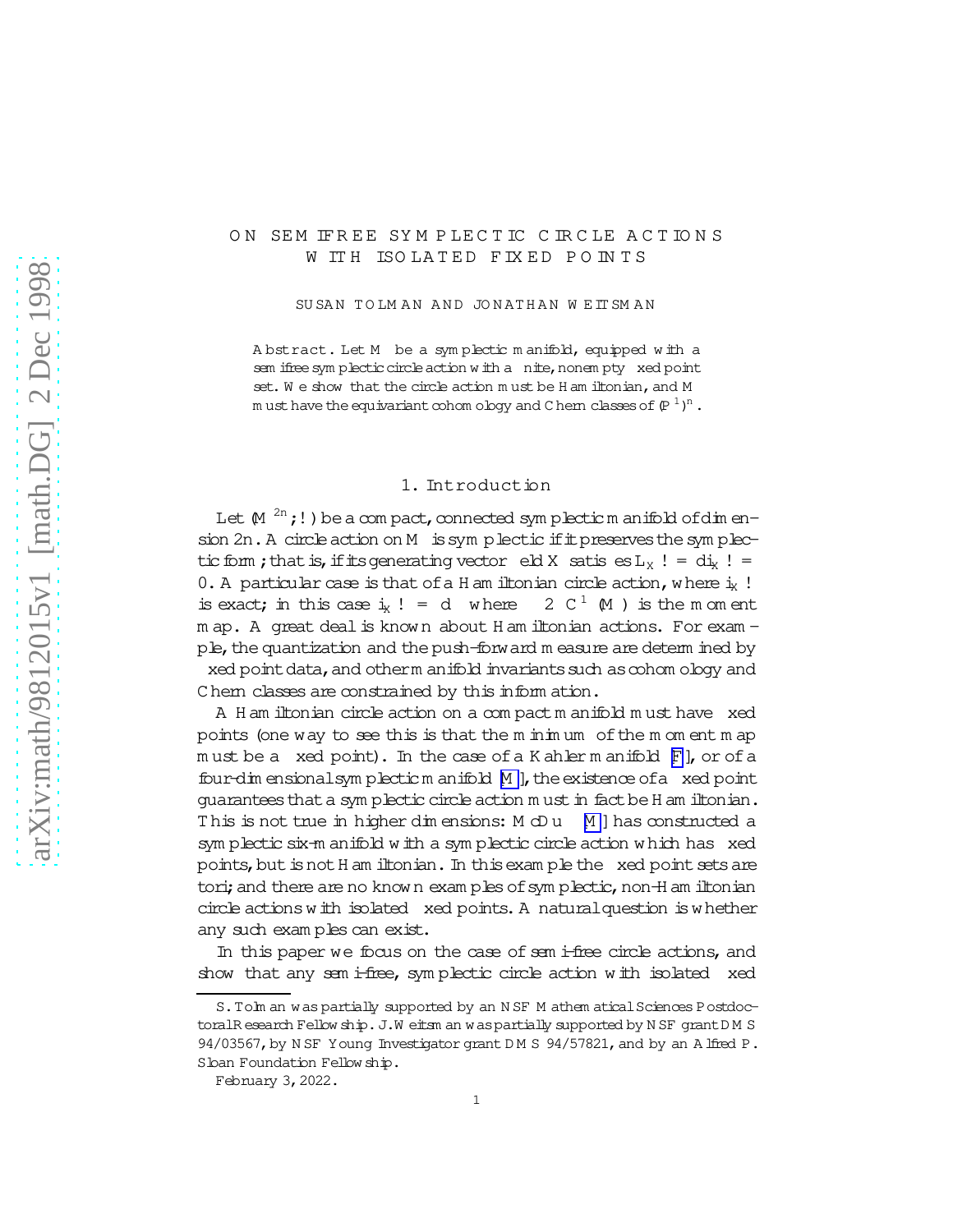# ON SEMIFREE SYMPLECTIC CIRCLE ACTIONS WITH ISOLATED FIXED POINTS

SUSAN TOLMAN AND JONATHAN WEITSMAN

**Abstract.** Let $M$ be a symplectic manifold, equipped with a semifree symplectic circle action with a finite, nonempty fixed point set. We show that the circle action must be Hamiltonian, and $M$ must have the equivariant cohomology and Chern classes of $(\mathbb{P}^1)^n$.

## 1. Introduction

Let $(M^{2n}, \omega)$ be a compact, connected symplectic manifold of dimension $2n$. A circle action on $M$ is symplectic if it preserves the symplectic form $\omega$; that is, if its generating vector field $X$ satisfies $L_X \omega = d i_X \omega = 0$. A particular case is that of a Hamiltonian circle action, where $i_X \omega$ is exact; in this case $i_X \omega = d\phi$ where $\phi \in C^\infty(M)$ is the moment map. A great deal is known about Hamiltonian actions. For example, the quantization and the push-forward measure are determined by fixed point data, and other manifold invariants such as cohomology and Chern classes are constrained by this information.

A Hamiltonian circle action on a compact manifold must have fixed points (one way to see this is that the minimum of the moment map must be a fixed point). In the case of a Kahler manifold [F], or of a four-dimensional symplectic manifold [M], the existence of a fixed point guarantees that a symplectic circle action must in fact be Hamiltonian. This is not true in higher dimensions: McDuff [M] has constructed a symplectic six-manifold with a symplectic circle action which has fixed points, but is not Hamiltonian. In this example the fixed point sets are tori; and there are no known examples of symplectic, non-Hamiltonian circle actions with isolated fixed points. A natural question is whether any such examples can exist.

In this paper we focus on the case of semi-free circle actions, and show that any semi-free, symplectic circle action with isolated fixed

S. Tolman was partially supported by an NSF Mathematical Sciences Postdoctoral Research Fellowship. J. Weitsman was partially supported by NSF grant DMS 94/03567, by NSF Young Investigator grant DMS 94/57821, and by an Alfred P. Sloan Foundation Fellowship.

February 3, 2022.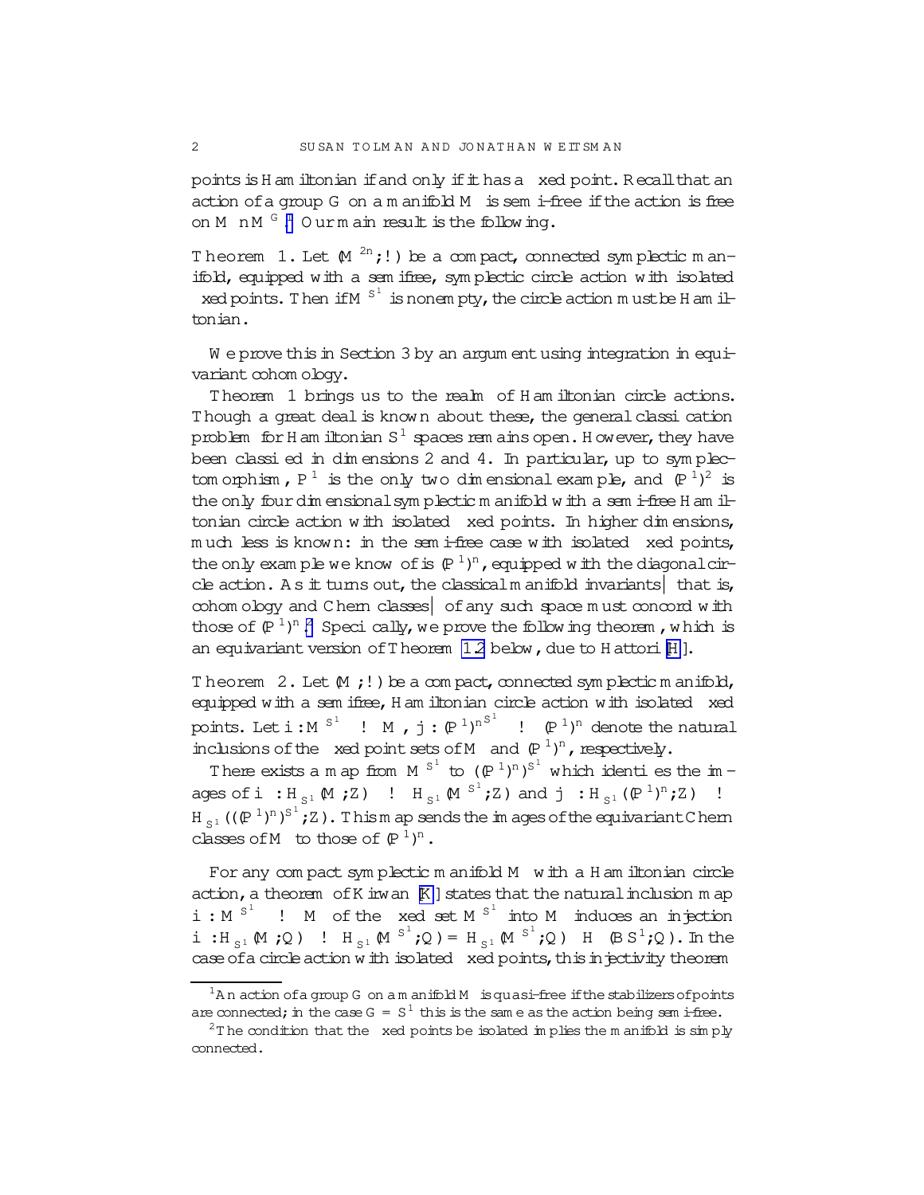points is Hamiltonian if and only if it has a fixed point. Recall that an action of a group $G$ on a manifold $M$ is semi-free if the action is free on $M \setminus M^G$.[1] Our main result is the following.

**Theorem 1.** *Let $(M^{2n}, \omega)$ be a compact, connected symplectic manifold, equipped with a semifree, symplectic circle action with isolated fixed points. Then if $M^{S^1}$ is nonempty, the circle action must be Hamiltonian.*

We prove this in Section 3 by an argument using integration in equivariant cohomology.

Theorem 1 brings us to the realm of Hamiltonian circle actions. Though a great deal is known about these, the general classification problem for Hamiltonian $S^1$ spaces remains open. However, they have been classified in dimensions 2 and 4. In particular, up to symplectomorphism, $\mathbb{P}^1$ is the only two dimensional example, and $(\mathbb{P}^1)^2$ is the only four dimensional symplectic manifold with a semi-free Hamiltonian circle action with isolated fixed points. In higher dimensions, much less is known: in the semi-free case with isolated fixed points, the only example we know of is $(\mathbb{P}^1)^n$, equipped with the diagonal circle action. As it turns out, the classical manifold invariants— that is, cohomology and Chern classes— of any such space must concord with those of $(\mathbb{P}^1)^n$.[2] Specifically, we prove the following theorem, which is an equivariant version of Theorem 1.2 below, due to Hattori [H].

**Theorem 2.** *Let $(M, \omega)$ be a compact, connected symplectic manifold, equipped with a semifree, Hamiltonian circle action with isolated fixed points. Let $i : M^{S^1} \to M$, $j : (\mathbb{P}^1)^{n S^1} \to (\mathbb{P}^1)^n$ denote the natural inclusions of the fixed point sets of $M$ and $(\mathbb{P}^1)^n$, respectively.*

*There exists a map from $M^{S^1}$ to $((\mathbb{P}^1)^n)^{S^1}$ which identifies the images of $i^* : H_{S^1}(M;\mathbb{Z}) \to H_{S^1}(M^{S^1};\mathbb{Z})$ and $j^* : H_{S^1}((\mathbb{P}^1)^n;\mathbb{Z}) \to H_{S^1}(((\mathbb{P}^1)^n)^{S^1};\mathbb{Z})$. This map sends the images of the equivariant Chern classes of $M$ to those of $(\mathbb{P}^1)^n$.*

For any compact symplectic manifold $M$ with a Hamiltonian circle action, a theorem of Kirwan [K] states that the natural inclusion map $i : M^{S^1} \to M$ of the fixed set $M^{S^1}$ into $M$ induces an injection $i^* : H_{S^1}(M;\mathbb{Q}) \to H_{S^1}(M^{S^1};\mathbb{Q}) = H_{S^1}(M^{S^1};\mathbb{Q}) \otimes H^*(BS^1;\mathbb{Q})$. In the case of a circle action with isolated fixed points, this injectivity theorem

---

[1] An action of a group $G$ on a manifold $M$ is quasi-free if the stabilizers of points are connected; in the case $G = S^1$ this is the same as the action being semi-free.

[2] The condition that the fixed points be isolated implies the manifold is simply connected.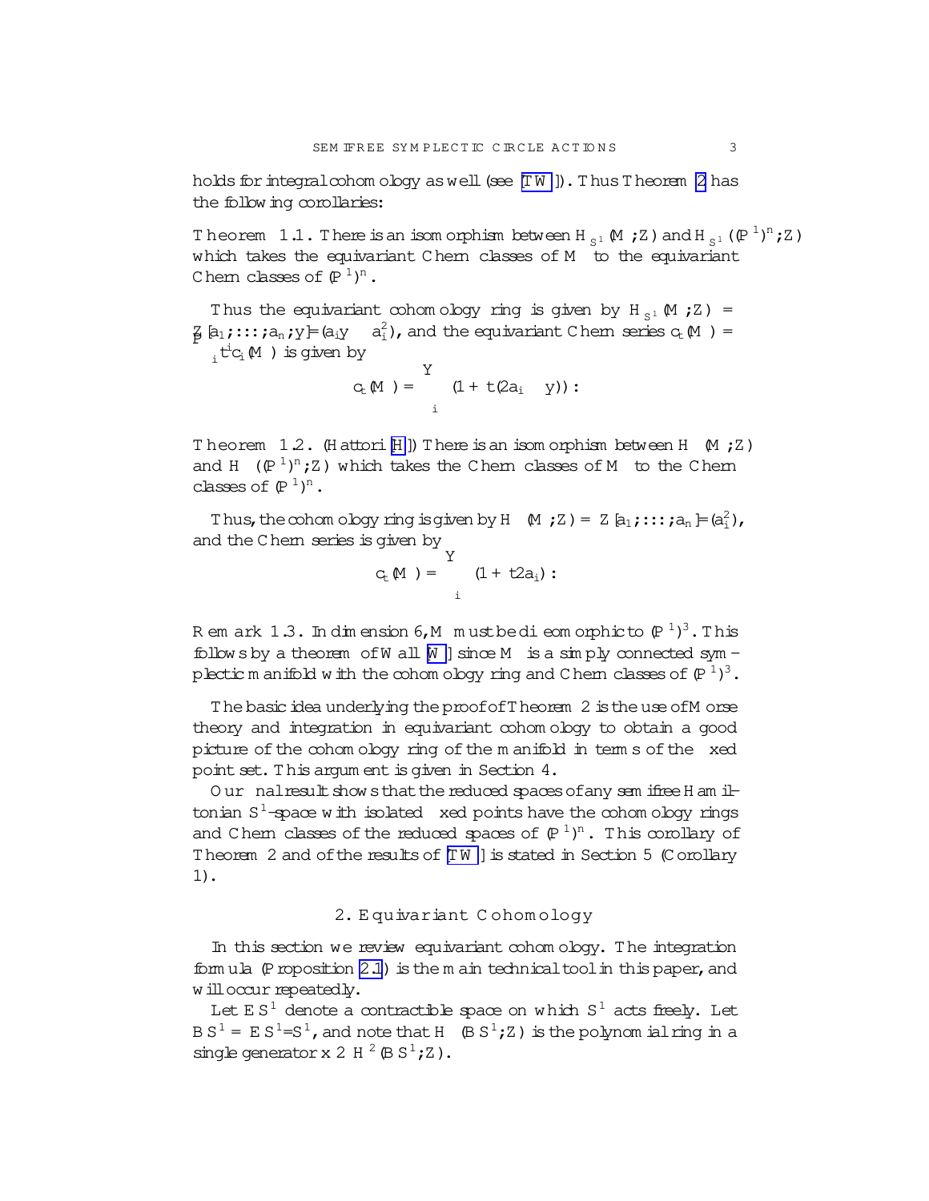holds for integral cohomology as well (see [TW]). Thus Theorem 2 has the following corollaries:

**Theorem 1.1.** There is an isomorphism between $H_{S^1}(M;\mathbb{Z})$ and $H_{S^1}((\mathbb{P}^1)^n;\mathbb{Z})$ which takes the equivariant Chern classes of $M$ to the equivariant Chern classes of $(\mathbb{P}^1)^n$.

Thus the equivariant cohomology ring is given by $H_{S^1}(M;\mathbb{Z}) = \mathbb{Z}[a_1;\ldots;a_n;y]/(a_i y - a_i^2)$, and the equivariant Chern series $c_t(M) = \sum_i t^i c_i(M)$ is given by

$$c_t(M) = \prod_i (1 + t(2a_i - y)):$$

**Theorem 1.2.** (Hattori [H]) There is an isomorphism between $H^*(M;\mathbb{Z})$ and $H^*((\mathbb{P}^1)^n;\mathbb{Z})$ which takes the Chern classes of $M$ to the Chern classes of $(\mathbb{P}^1)^n$.

Thus, the cohomology ring is given by $H^*(M;\mathbb{Z}) = \mathbb{Z}[a_1;\ldots;a_n]/(a_i^2)$, and the Chern series is given by

$$c_t(M) = \prod_i (1 + t2a_i):$$

*Remark 1.3.* In dimension 6, $M$ must be diffeomorphic to $(\mathbb{P}^1)^3$. This follows by a theorem of Wall [W] since $M$ is a simply connected symplectic manifold with the cohomology ring and Chern classes of $(\mathbb{P}^1)^3$.

The basic idea underlying the proof of Theorem 2 is the use of Morse theory and integration in equivariant cohomology to obtain a good picture of the cohomology ring of the manifold in terms of the fixed point set. This argument is given in Section 4.

Our final result shows that the reduced spaces of any semifree Hamiltonian $S^1$-space with isolated fixed points have the cohomology rings and Chern classes of the reduced spaces of $(\mathbb{P}^1)^n$. This corollary of Theorem 2 and of the results of [TW] is stated in Section 5 (Corollary 1).

## 2. Equivariant Cohomology

In this section we review equivariant cohomology. The integration formula (Proposition 2.1) is the main technical tool in this paper, and will occur repeatedly.

Let $ES^1$ denote a contractible space on which $S^1$ acts freely. Let $BS^1 = ES^1/S^1$, and note that $H^*(BS^1;\mathbb{Z})$ is the polynomial ring in a single generator $x \in H^2(BS^1;\mathbb{Z})$.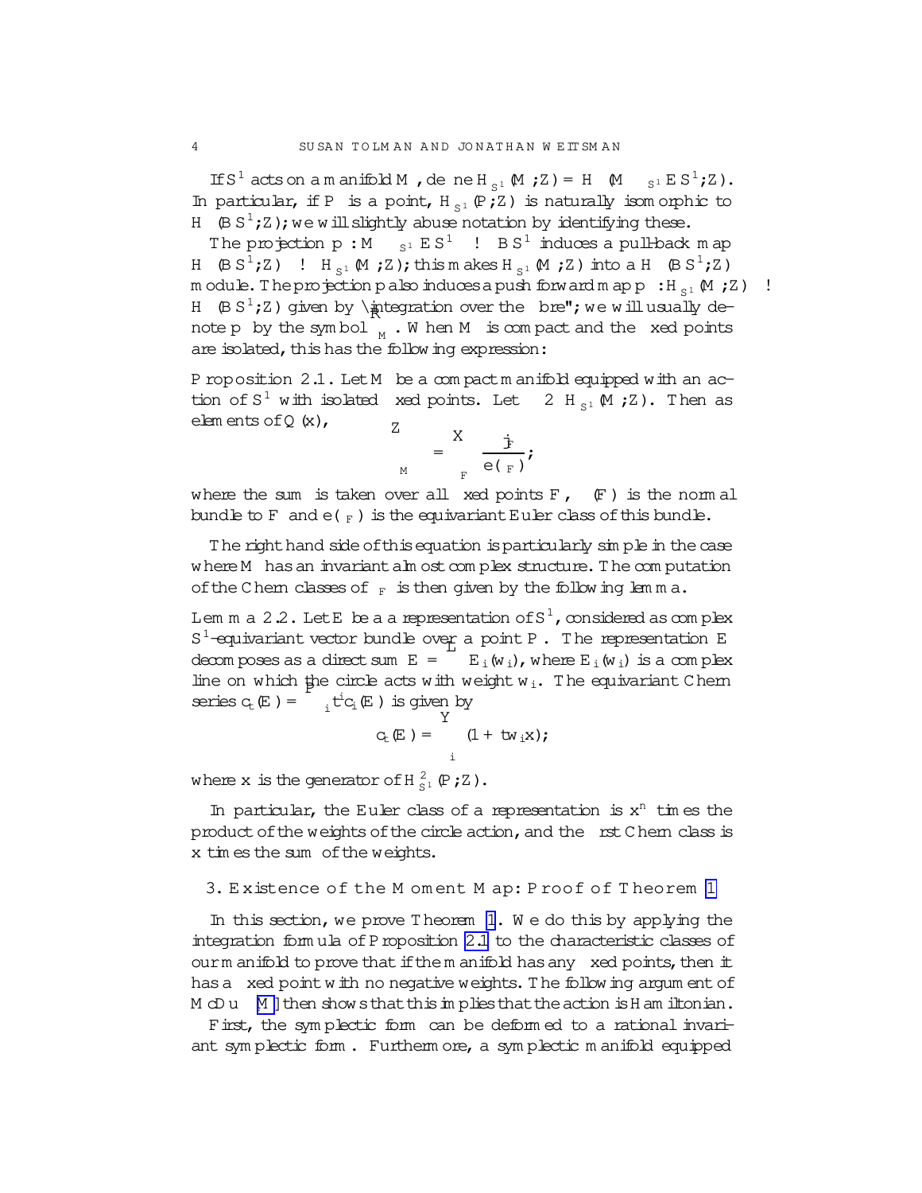If $S^1$ acts on a manifold $M$, define $H_{S^1}^*(M;\mathbb{Z}) = H^*(M \times_{S^1} ES^1;\mathbb{Z})$. In particular, if $P$ is a point, $H_{S^1}^*(P;\mathbb{Z})$ is naturally isomorphic to $H^*(BS^1;\mathbb{Z})$; we will slightly abuse notation by identifying these.

The projection $p : M \times_{S^1} ES^1 \to BS^1$ induces a pull-back map $H^*(BS^1;\mathbb{Z}) \to H_{S^1}^*(M;\mathbb{Z})$; this makes $H_{S^1}^*(M;\mathbb{Z})$ into a $H^*(BS^1;\mathbb{Z})$ module. The projection $p$ also induces a push forward map $p_* : H_{S^1}^*(M;\mathbb{Z}) \to H^*(BS^1;\mathbb{Z})$ given by "integration over the fibre"; we will usually denote $p_*$ by the symbol $\int_M$. When $M$ is compact and the fixed points are isolated, this has the following expression:

**Proposition 2.1.** *Let $M$ be a compact manifold equipped with an action of $S^1$ with isolated fixed points. Let $\alpha \in H_{S^1}^*(M;\mathbb{Z})$. Then as elements of $\mathbb{Q}(x)$,*

$$\int_M \alpha = \sum_F \frac{\alpha|_F}{e(\nu_F)},$$

*where the sum is taken over all fixed points $F$, $\nu(F)$ is the normal bundle to $F$ and $e(\nu_F)$ is the equivariant Euler class of this bundle.*

The right hand side of this equation is particularly simple in the case where $M$ has an invariant almost complex structure. The computation of the Chern classes of $\nu_F$ is then given by the following lemma.

**Lemma 2.2.** *Let $E$ be a a representation of $S^1$, considered as complex $S^1$-equivariant vector bundle over a point $P$. The representation $E$ decomposes as a direct sum $E = \bigoplus E_i(w_i)$, where $E_i(w_i)$ is a complex line on which the circle acts with weight $w_i$. The equivariant Chern series $c_t(E) = \sum_i t^i c_i(E)$ is given by*

$$c_t(E) = \prod_i (1 + tw_i x),$$

*where $x$ is the generator of $H_{S^1}^2(P;\mathbb{Z})$.*

In particular, the Euler class of a representation is $x^n$ times the product of the weights of the circle action, and the first Chern class is $x$ times the sum of the weights.

## 3. Existence of the Moment Map: Proof of Theorem 1

In this section, we prove Theorem 1. We do this by applying the integration formula of Proposition 2.1 to the characteristic classes of our manifold to prove that if the manifold has any fixed points, then it has a fixed point with no negative weights. The following argument of McDuff [M] then shows that this implies that the action is Hamiltonian.

First, the symplectic form can be deformed to a rational invariant symplectic form. Furthermore, a symplectic manifold equipped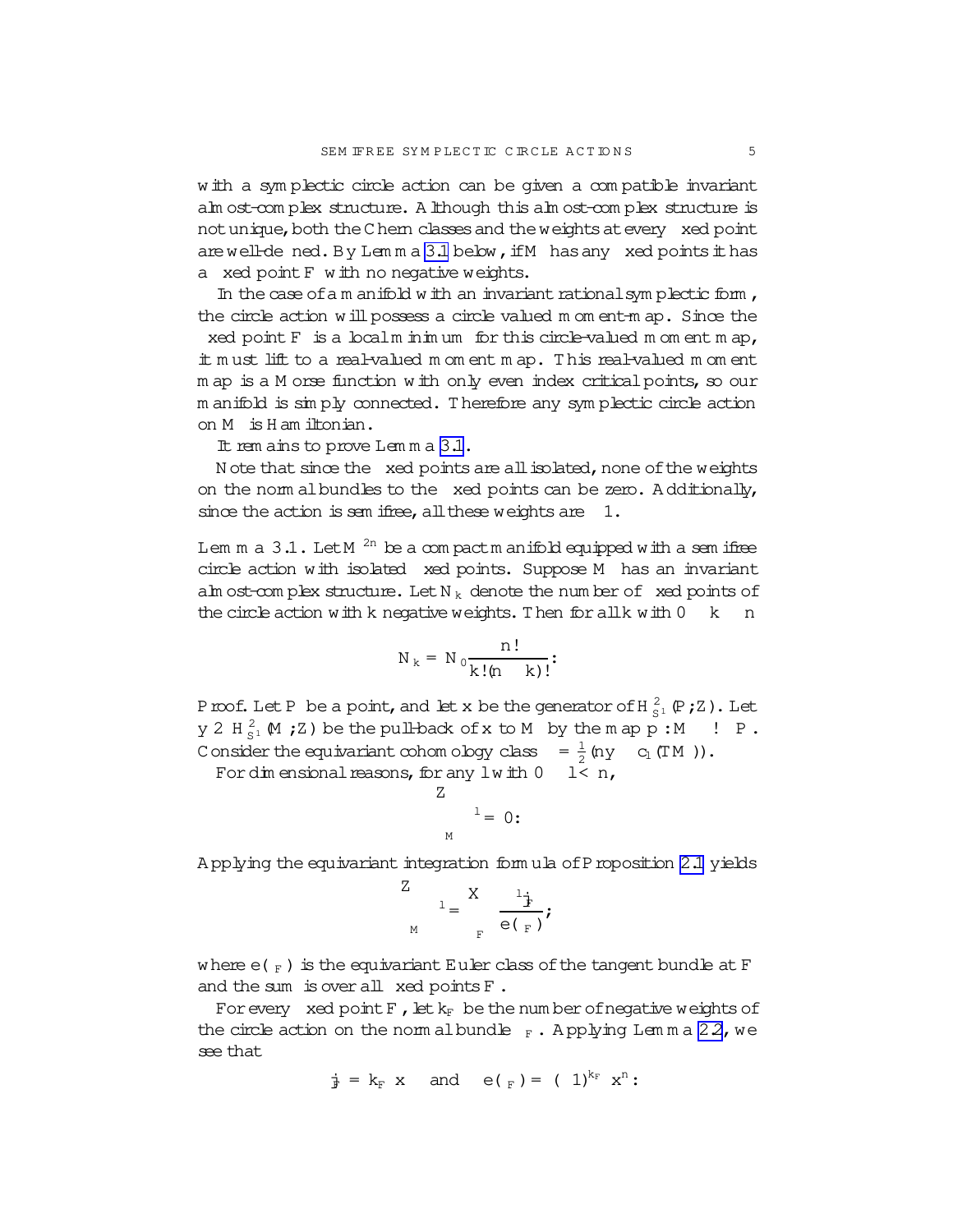with a symplectic circle action can be given a compatible invariant almost-complex structure. Although this almost-complex structure is not unique, both the Chern classes and the weights at every fixed point are well-defined. By Lemma 3.1 below, if $M$ has any fixed points it has a fixed point $F$ with no negative weights.

In the case of a manifold with an invariant rational symplectic form $\omega$, the circle action will possess a circle valued moment-map. Since the fixed point $F$ is a local minimum for this circle-valued moment map, it must lift to a real-valued moment map. This real-valued moment map is a Morse function with only even index critical points, so our manifold is simply connected. Therefore any symplectic circle action on $M$ is Hamiltonian.

It remains to prove Lemma 3.1.

Note that since the fixed points are all isolated, none of the weights on the normal bundles to the fixed points can be zero. Additionally, since the action is semifree, all these weights are $\pm 1$.

**Lemma 3.1.** *Let $M^{2n}$ be a compact manifold equipped with a semifree circle action with isolated fixed points. Suppose $M$ has an invariant almost-complex structure. Let $N_k$ denote the number of fixed points of the circle action with $k$ negative weights. Then for all $k$ with $0 \leq k \leq n$*

$$N_k = N_0 \frac{n!}{k!(n-k)!}.$$

*Proof.* Let $P$ be a point, and let $x$ be the generator of $H^2_{S^1}(P;\mathbb{Z})$. Let $y \in H^2_{S^1}(M;\mathbb{Z})$ be the pull-back of $x$ to $M$ by the map $p : M \to P$. Consider the equivariant cohomology class $\alpha = \frac{1}{2}(ny - c_1(TM))$.

For dimensional reasons, for any $l$ with $0 \leq l < n$,

$$\int_M \alpha^l = 0.$$

Applying the equivariant integration formula of Proposition 2.1 yields

$$\int_M \alpha^l = \sum_F \frac{\alpha^l|_F}{e(\nu_F)},$$

where $e(\nu_F)$ is the equivariant Euler class of the tangent bundle at $F$ and the sum is over all fixed points $F$.

For every fixed point $F$, let $k_F$ be the number of negative weights of the circle action on the normal bundle $\nu_F$. Applying Lemma 2.2, we see that

$$\alpha|_F = k_F\, x \quad \text{and} \quad e(\nu_F) = (-1)^{k_F}\, x^n.$$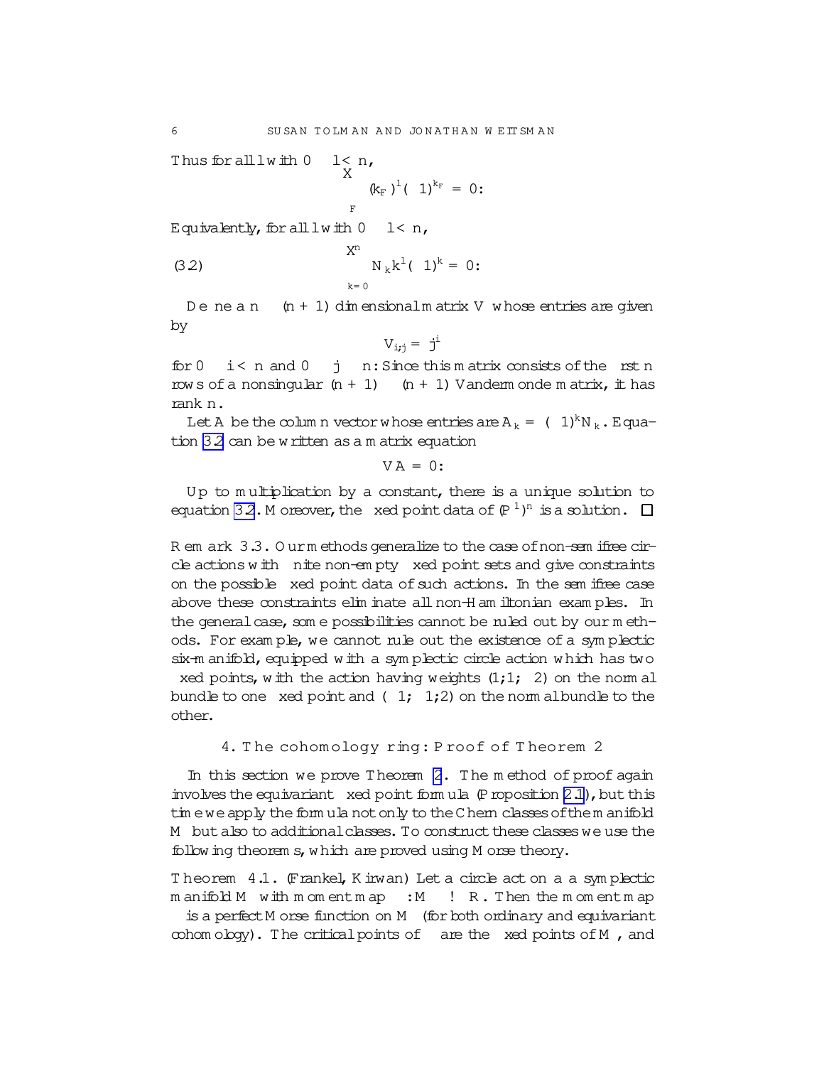Thus for all $l$ with $0 \leq l < n$,

$$\sum_F (k_F)^l (-1)^{k_F} = 0.$$

Equivalently, for all $l$ with $0 \leq l < n$,

$$\sum_{k=0}^{n} N_k k^l (-1)^k = 0. \tag{3.2}$$

Define an $n \times (n+1)$ dimensional matrix $V$ whose entries are given by

$$V_{i,j} = j^i$$

for $0 \leq i < n$ and $0 \leq j \leq n$. Since this matrix consists of the first $n$ rows of a nonsingular $(n+1) \times (n+1)$ Vandermonde matrix, it has rank $n$.

Let $A$ be the column vector whose entries are $A_k = (-1)^k N_k$. Equation 3.2 can be written as a matrix equation

$$VA = 0.$$

Up to multiplication by a constant, there is a unique solution to equation 3.2. Moreover, the fixed point data of $(\mathbb{P}^1)^n$ is a solution. □

**Remark 3.3.** Our methods generalize to the case of non-semifree circle actions with finite non-empty fixed point sets and give constraints on the possible fixed point data of such actions. In the semifree case above these constraints eliminate all non-Hamiltonian examples. In the general case, some possibilities cannot be ruled out by our methods. For example, we cannot rule out the existence of a symplectic six-manifold, equipped with a symplectic circle action which has two fixed points, with the action having weights $(1,1,-2)$ on the normal bundle to one fixed point and $(-1,-1,2)$ on the normal bundle to the other.

## 4. The cohomology ring: Proof of Theorem 2

In this section we prove Theorem 2. The method of proof again involves the equivariant fixed point formula (Proposition 2.1), but this time we apply the formula not only to the Chern classes of the manifold $M$ but also to additional classes. To construct these classes we use the following theorems, which are proved using Morse theory.

**Theorem 4.1.** (Frankel, Kirwan) *Let a circle act on a a symplectic manifold $M$ with moment map $\phi : M \to \mathbb{R}$. Then the moment map $\phi$ is a perfect Morse function on $M$ (for both ordinary and equivariant cohomology). The critical points of $\phi$ are the fixed points of $M$, and*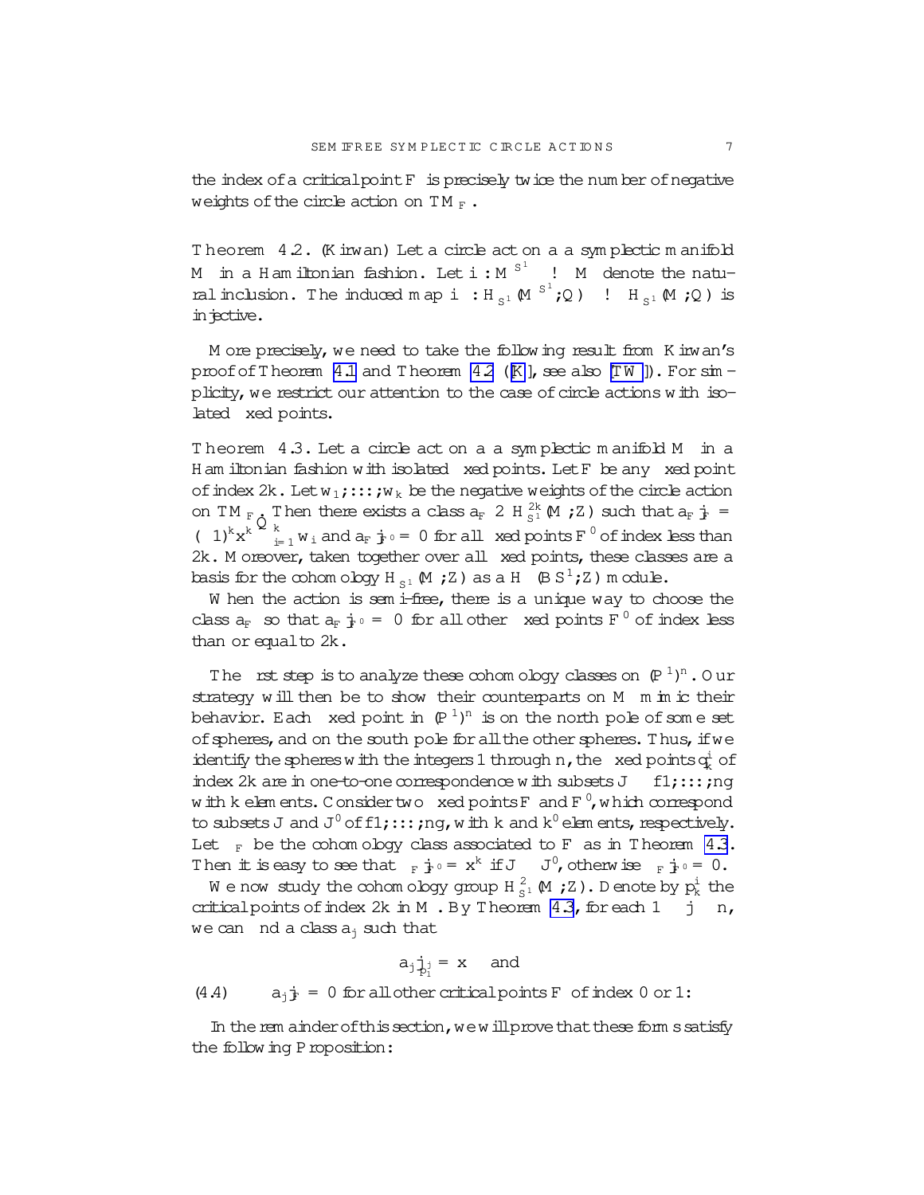the index of a critical point $F$ is precisely twice the number of negative weights of the circle action on $TM_F$.

**Theorem 4.2.** (Kirwan) Let a circle act on a a symplectic manifold $M$ in a Hamiltonian fashion. Let $i : M^{S^1} \to M$ denote the natural inclusion. The induced map $i^* : H^*_{S^1}(M^{S^1}; \mathbb{Q}) \to H^*_{S^1}(M; \mathbb{Q})$ is injective.

More precisely, we need to take the following result from Kirwan's proof of Theorem 4.1 and Theorem 4.2 ([K], see also [TW]). For simplicity, we restrict our attention to the case of circle actions with isolated fixed points.

**Theorem 4.3.** Let a circle act on a a symplectic manifold $M$ in a Hamiltonian fashion with isolated fixed points. Let $F$ be any fixed point of index $2k$. Let $w_1, \ldots, w_k$ be the negative weights of the circle action on $TM_F$. Then there exists a class $a_F \in H^{2k}_{S^1}(M; \mathbb{Z})$ such that $a_F|_F = (-1)^k x^k \prod_{i=1}^k w_i$ and $a_F|_{F'} = 0$ for all fixed points $F'$ of index less than $2k$. Moreover, taken together over all fixed points, these classes are a basis for the cohomology $H^*_{S^1}(M; \mathbb{Z})$ as a $H^*(BS^1; \mathbb{Z})$ module.

When the action is semi-free, there is a unique way to choose the class $a_F$ so that $a_F|_{F'} = 0$ for all other fixed points $F'$ of index less than or equal to $2k$.

The first step is to analyze these cohomology classes on $(\mathbb{P}^1)^n$. Our strategy will then be to show their counterparts on $M$ mimic their behavior. Each fixed point in $(\mathbb{P}^1)^n$ is on the north pole of some set of spheres, and on the south pole for all the other spheres. Thus, if we identify the spheres with the integers 1 through $n$, the fixed points $q_k^i$ of index $2k$ are in one-to-one correspondence with subsets $J \subset \{1, \ldots, n\}$ with $k$ elements. Consider two fixed points $F$ and $F'$, which correspond to subsets $J$ and $J'$ of $\{1, \ldots, n\}$, with $k$ and $k'$ elements, respectively. Let $\alpha_F$ be the cohomology class associated to $F$ as in Theorem 4.3. Then it is easy to see that $\alpha_F|_{F'} = x^k$ if $J \subset J'$, otherwise $\alpha_F|_{F'} = 0$.

We now study the cohomology group $H^2_{S^1}(M; \mathbb{Z})$. Denote by $p_k^i$ the critical points of index $2k$ in $M$. By Theorem 4.3, for each $1 \leq j \leq n$, we can find a class $a_j$ such that

$$a_j|_{p_1^j} = x \quad \text{and}$$

$$a_j|_F = 0 \text{ for all other critical points } F \text{ of index 0 or 1}. \tag{4.4}$$

In the remainder of this section, we will prove that these forms satisfy the following Proposition: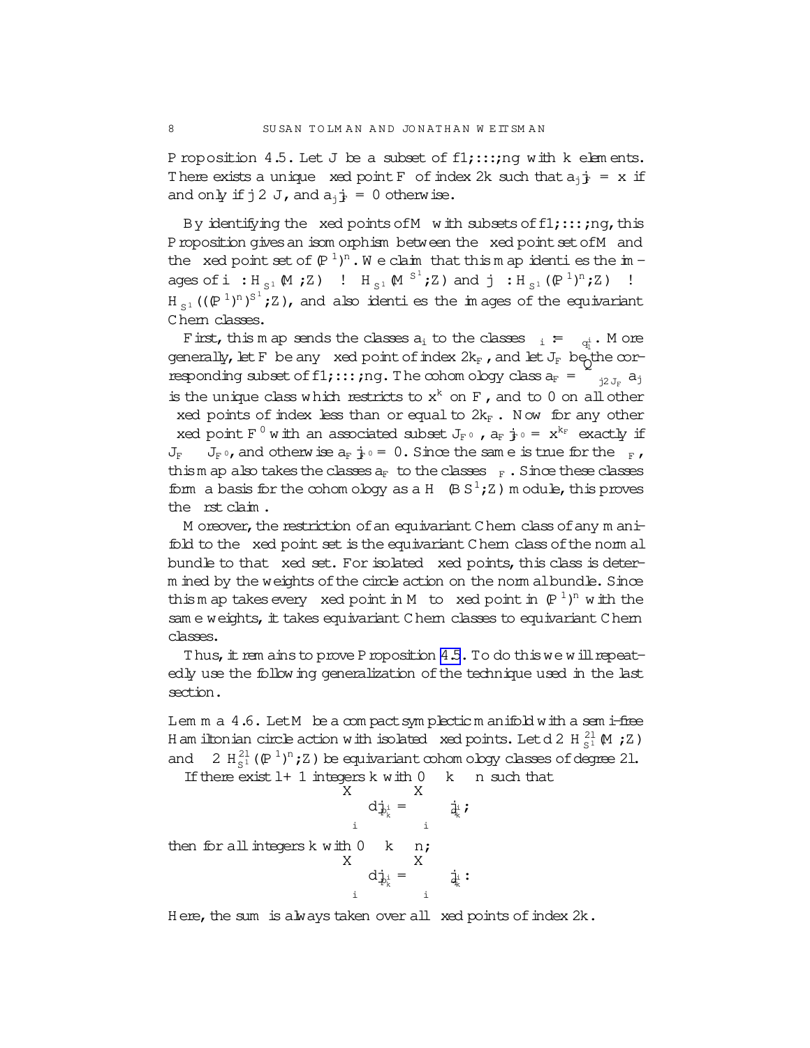**Proposition 4.5.** Let $J$ be a subset of $\{1, \ldots, n\}$ with $k$ elements. There exists a unique fixed point $F$ of index $2k$ such that $a_j|_F = x$ if and only if $j \in J$, and $a_j|_F = 0$ otherwise.

By identifying the fixed points of $M$ with subsets of $\{1, \ldots, n\}$, this Proposition gives an isomorphism between the fixed point set of $M$ and the fixed point set of $(\mathbb{P}^1)^n$. We claim that this map identifies the images of $i^* : H_{S^1}(M; \mathbb{Z}) \to H_{S^1}(M^{S^1}; \mathbb{Z})$ and $j^* : H_{S^1}((\mathbb{P}^1)^n; \mathbb{Z}) \to H_{S^1}(((\mathbb{P}^1)^n)^{S^1}; \mathbb{Z})$, and also identifies the images of the equivariant Chern classes.

First, this map sends the classes $a_i$ to the classes $\alpha_i = \pi_i^* \alpha$. More generally, let $F$ be any fixed point of index $2k_F$, and let $J_F$ be the corresponding subset of $\{1, \ldots, n\}$. The cohomology class $a_F = \prod_{j \in J_F} a_j$ is the unique class which restricts to $x^k$ on $F$, and to $0$ on all other fixed points of index less than or equal to $2k_F$. Now for any other fixed point $F'$ with an associated subset $J_{F'}$, $a_F|_{F'} = x^{k_F}$ exactly if $J_F \subseteq J_{F'}$, and otherwise $a_F|_{F'} = 0$. Since the same is true for the $\alpha_F$, this map also takes the classes $a_F$ to the classes $\alpha_F$. Since these classes form a basis for the cohomology as a $H^*(BS^1; \mathbb{Z})$ module, this proves the first claim.

Moreover, the restriction of an equivariant Chern class of any manifold to the fixed point set is the equivariant Chern class of the normal bundle to that fixed set. For isolated fixed points, this class is determined by the weights of the circle action on the normal bundle. Since this map takes every fixed point in $M$ to fixed point in $(\mathbb{P}^1)^n$ with the same weights, it takes equivariant Chern classes to equivariant Chern classes.

Thus, it remains to prove Proposition 4.5. To do this we will repeatedly use the following generalization of the technique used in the last section.

**Lemma 4.6.** Let $M$ be a compact symplectic manifold with a semi-free Hamiltonian circle action with isolated fixed points. Let $d \in H^{2l}_{S^1}(M; \mathbb{Z})$ and $\delta \in H^{2l}_{S^1}((\mathbb{P}^1)^n; \mathbb{Z})$ be equivariant cohomology classes of degree $2l$.

If there exist $l+1$ integers $k$ with $0 \leq k \leq n$ such that

$$\sum_i d|_{p^i_k} = \sum_i \delta|_{q^i_k},$$

then for all integers $k$ with $0 \leq k \leq n$,

$$\sum_i d|_{p^i_k} = \sum_i \delta|_{q^i_k}.$$

Here, the sum is always taken over all fixed points of index $2k$.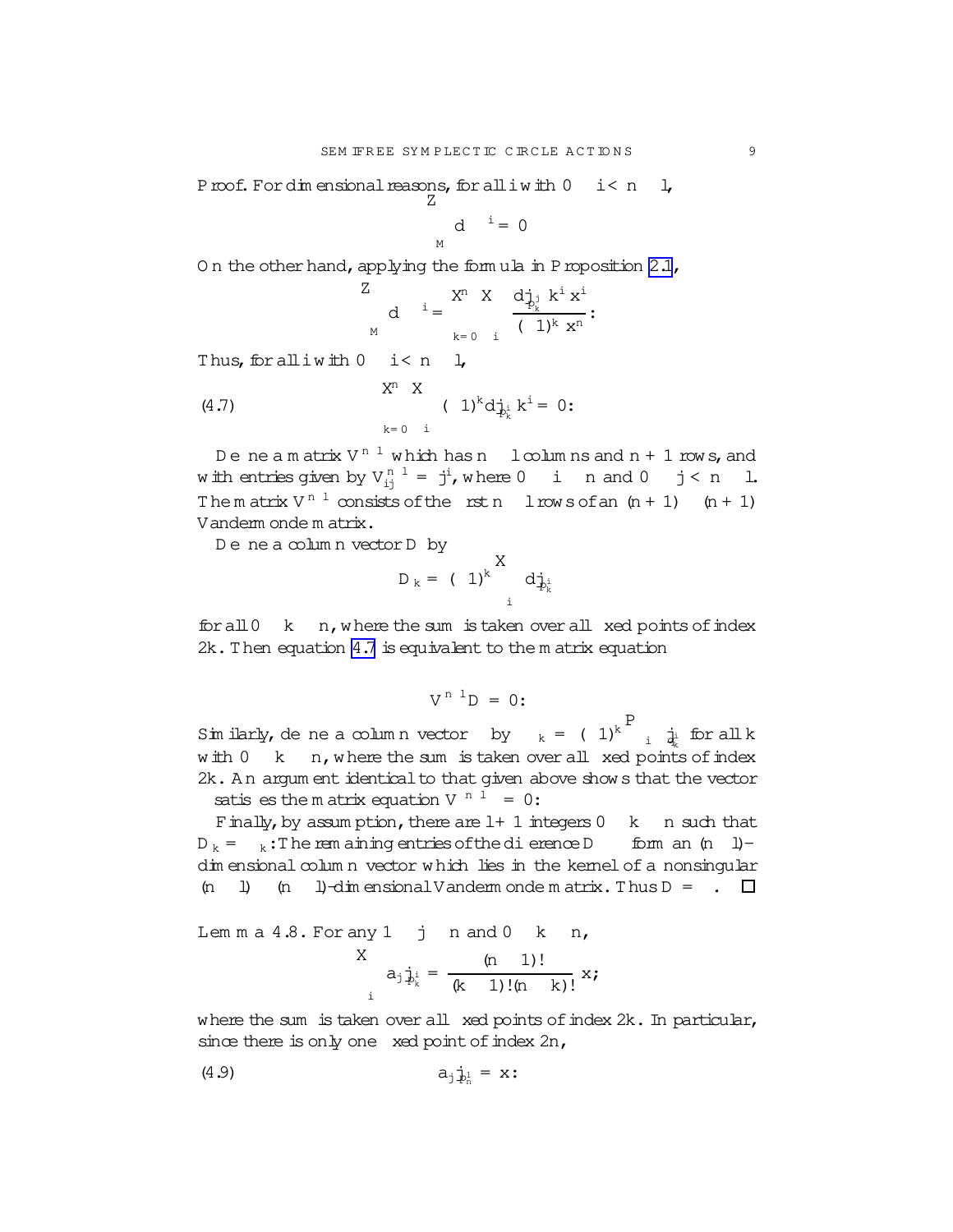*Proof.* For dimensional reasons, for all $i$ with $0 \leq i < n-1$,

$$\int_M d\,\omega^i = 0$$

On the other hand, applying the formula in Proposition 2.1,

$$\int_M d\,\omega^i = \sum_{k=0}^{n} \sum_i \frac{d|_{p_k^j}\, k^i x^i}{(-1)^k x^n}.$$

Thus, for all $i$ with $0 \leq i < n-1$,

$$\sum_{k=0}^{n} \sum_i (-1)^k d|_{p_k^i} k^i = 0. \tag{4.7}$$

Define a matrix $V^{n-1}$ which has $n-1$ columns and $n+1$ rows, and with entries given by $V^{n-1}_{ij} = j^i$, where $0 \leq i \leq n$ and $0 \leq j < n-1$. The matrix $V^{n-1}$ consists of the first $n-1$ rows of an $(n+1) \times (n+1)$ Vandermonde matrix.

Define a column vector $D$ by

$$D_k = (-1)^k \sum_i d|_{p_k^i}$$

for all $0 \leq k \leq n$, where the sum is taken over all fixed points of index $2k$. Then equation 4.7 is equivalent to the matrix equation

$$V^{n-1} D = 0.$$

Similarly, define a column vector $\Delta$ by $\Delta_k = (-1)^k \sum_i \delta|_{p_k^i}$ for all $k$ with $0 \leq k \leq n$, where the sum is taken over all fixed points of index $2k$. An argument identical to that given above shows that the vector $\Delta$ satisfies the matrix equation $V^{n-1}\Delta = 0$.

Finally, by assumption, there are $l+1$ integers $0 \leq k \leq n$ such that $D_k = \Delta_k$. The remaining entries of the difference $D - \Delta$ form an $(n-l)$-dimensional column vector which lies in the kernel of a nonsingular $(n-l) \times (n-l)$-dimensional Vandermonde matrix. Thus $D = \Delta$. $\square$

**Lemma 4.8.** *For any $1 \leq j \leq n$ and $0 \leq k \leq n$,*

$$\sum_i a_j|_{p_k^i} = \frac{(n-1)!}{(k-1)!(n-k)!}\, x;$$

*where the sum is taken over all fixed points of index $2k$. In particular, since there is only one fixed point of index $2n$,*

$$a_j|_{p_n^1} = x. \tag{4.9}$$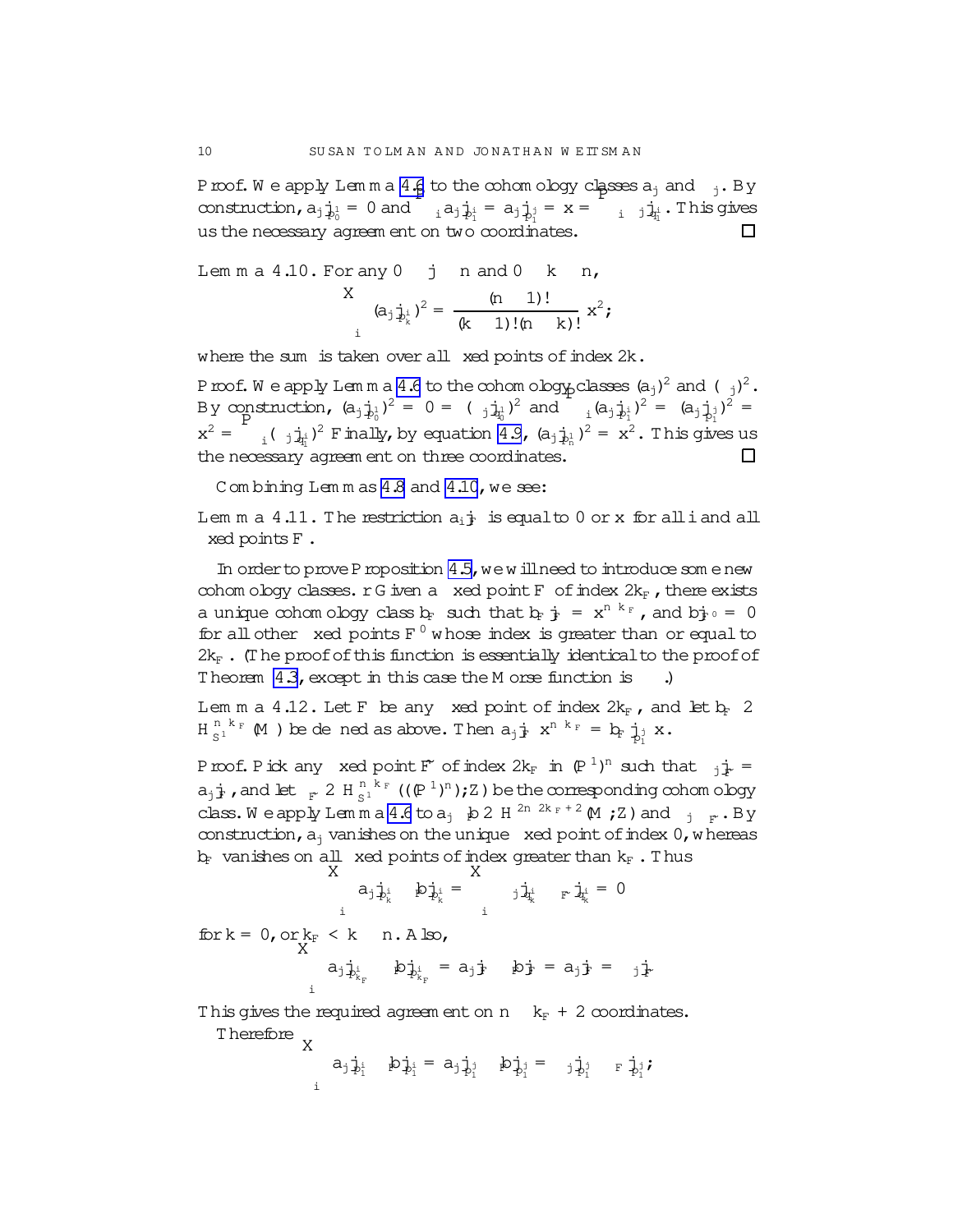*Proof.* We apply Lemma 4.6 to the cohomology classes $a_j$ and $\alpha_j$. By construction, $a_j|_{p_0^1} = 0$ and $\sum_i a_j|_{p_1^i} = a_j|_{p_1^j} = x = \sum_i \alpha_j|_{q_1^i}$. This gives us the necessary agreement on two coordinates. □

**Lemma 4.10.** For any $0 \leq j \leq n$ and $0 \leq k \leq n$,

$$\sum_i (a_j|_{p_k^i})^2 = \frac{(n-1)!}{(k-1)!(n-k)!} x^2,$$

where the sum is taken over all fixed points of index $2k$.

*Proof.* We apply Lemma 4.6 to the cohomology classes $(a_j)^2$ and $(\alpha_j)^2$. By construction, $(a_j|_{p_0^1})^2 = 0 = (\alpha_j|_{q_0^1})^2$ and $\sum_i (a_j|_{p_1^i})^2 = (a_j|_{p_1^j})^2 = x^2 = \sum_i (\alpha_j|_{q_1^i})^2$ Finally, by equation 4.9, $(a_j|_{p_n^1})^2 = x^2$. This gives us the necessary agreement on three coordinates. □

Combining Lemmas 4.8 and 4.10, we see:

**Lemma 4.11.** The restriction $a_i|_F$ is equal to $0$ or $x$ for all $i$ and all fixed points $F$.

In order to prove Proposition 4.5, we will need to introduce some new cohomology classes. Given a fixed point $F$ of index $2k_F$, there exists a unique cohomology class $b_F$ such that $b_F|_F = x^{n-k_F}$, and $b|_{F'} = 0$ for all other fixed points $F'$ whose index is greater than or equal to $2k_F$. (The proof of this function is essentially identical to the proof of Theorem 4.3, except in this case the Morse function is $-\phi$.)

**Lemma 4.12.** Let $F$ be any fixed point of index $2k_F$, and let $b_F \in H_{S^1}^{n-k_F}(M)$ be defined as above. Then $a_j|_F\, x^{n-k_F} = b_F|_{p_1^j}\, x$.

*Proof.* Pick any fixed point $\tilde{F}$ of index $2k_F$ in $(\mathbb{P}^1)^n$ such that $\alpha_j|_{\tilde{F}} = a_j|_F$, and let $\beta_{\tilde{F}} \in H_{S^1}^{n-k_F}((\mathbb{P}^1)^n);\mathbb{Z})$ be the corresponding cohomology class. We apply Lemma 4.6 to $a_j \cdot b \in H^{2n-2k_F+2}(M;\mathbb{Z})$ and $\alpha_j \cdot \beta_{\tilde{F}}$. By construction, $a_j$ vanishes on the unique fixed point of index $0$, whereas $b_F$ vanishes on all fixed points of index greater than $k_F$. Thus

$$\sum_i a_j|_{p_k^i} \cdot b|_{p_k^i} = \sum_i \alpha_j|_{q_k^i} \cdot \beta_{\tilde{F}}|_{q_k^i} = 0$$

for $k = 0$, or $k_F < k \leq n$. Also,

$$\sum_i a_j|_{p_{k_F}^i} \cdot b|_{p_{k_F}^i} = a_j|_F \cdot b|_F = a_j|_F = \alpha_j|_{\tilde{F}}$$

This gives the required agreement on $n - k_F + 2$ coordinates.

Therefore

$$\sum_i a_j|_{p_1^i} \cdot b|_{p_1^i} = a_j|_{p_1^j} \cdot b|_{p_1^j} = \alpha_j|_{p_1^j} \cdot \beta_F|_{p_1^j};$$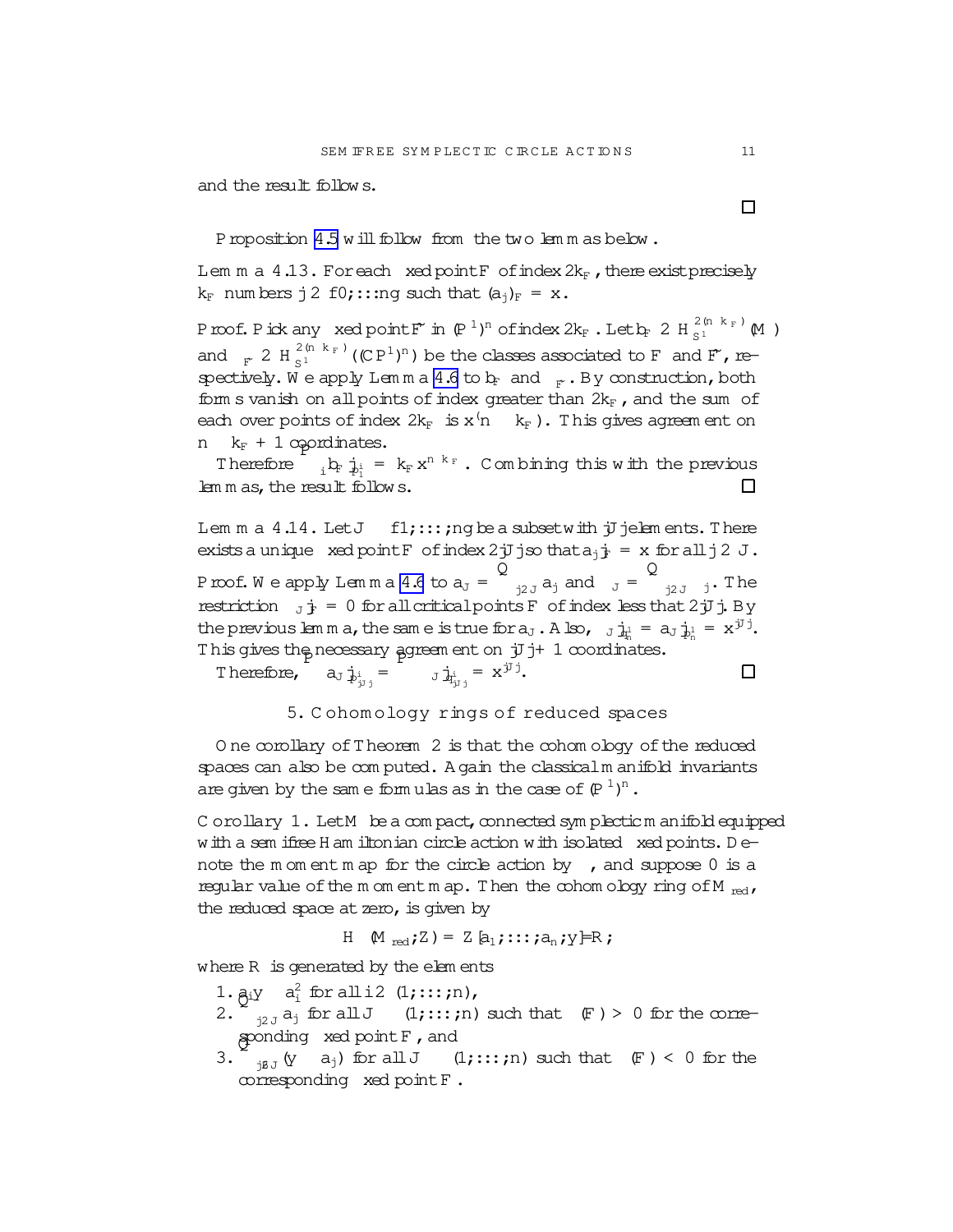and the result follows.

∎

Proposition 4.5 will follow from the two lemmas below.

**Lemma 4.13.** For each fixed point $F$ of index $2k_F$, there exist precisely $k_F$ numbers $j \in \{0, \ldots, n\}$ such that $(a_j)_F = x$.

*Proof.* Pick any fixed point $\tilde{F}$ in $(\mathbb{P}^1)^n$ of index $2k_F$. Let $b_F \in H^{2(n-k_F)}_{S^1}(M)$ and $\beta_F \in H^{2(n-k_F)}_{S^1}((\mathbb{C}P^1)^n)$ be the classes associated to $F$ and $\tilde{F}$, respectively. We apply Lemma 4.6 to $b_F$ and $\beta_F$. By construction, both forms vanish on all points of index greater than $2k_F$, and the sum of each over points of index $2k_F$ is $x^{(n-k_F)}$. This gives agreement on $n-k_F+1$ coordinates.

Therefore $\sum_i b_F|_{p_1^i} = k_F x^{n-k_F}$. Combining this with the previous lemmas, the result follows. ∎

**Lemma 4.14.** Let $J \subset \{1, \ldots, n\}$ be a subset with $|J|$ elements. There exists a unique fixed point $F$ of index $2|J|$ so that $a_j|_F = x$ for all $j \in J$.

*Proof.* We apply Lemma 4.6 to $a_J = \prod_{j \in J} a_j$ and $\alpha_J = \prod_{j \in J} \alpha_j$. The restriction $\alpha_J|_F = 0$ for all critical points $F$ of index less that $2|J|$. By the previous lemma, the same is true for $a_J$. Also, $\alpha_J|_{\tilde{p}_n^1} = a_J|_{p_n^1} = x^{|J|}$. This gives the necessary agreement on $|J|+1$ coordinates.

Therefore, $\sum a_J|_{p^i_{|J|}} = \sum \alpha_J|_{\tilde{p}^i_{|J|}} = x^{|J|}$. ∎

## 5. Cohomology rings of reduced spaces

One corollary of Theorem 2 is that the cohomology of the reduced spaces can also be computed. Again the classical manifold invariants are given by the same formulas as in the case of $(\mathbb{P}^1)^n$.

**Corollary 1.** Let $M$ be a compact, connected symplectic manifold equipped with a semifree Hamiltonian circle action with isolated fixed points. Denote the moment map for the circle action by $\phi$, and suppose $0$ is a regular value of the moment map. Then the cohomology ring of $M_{red}$, the reduced space at zero, is given by

$$H^*(M_{red}; \mathbb{Z}) = \mathbb{Z}[a_1, \ldots, a_n, y]/R,$$

where $R$ is generated by the elements

1. $a_i y - a_i^2$ for all $i \in (1, \ldots, n)$,
2. $\prod_{j \in J} a_j$ for all $J \subset (1, \ldots, n)$ such that $\phi(F) > 0$ for the corresponding fixed point $F$, and
3. $\prod_{j \notin J}(y - a_j)$ for all $J \subset (1, \ldots, n)$ such that $\phi(F) < 0$ for the corresponding fixed point $F$.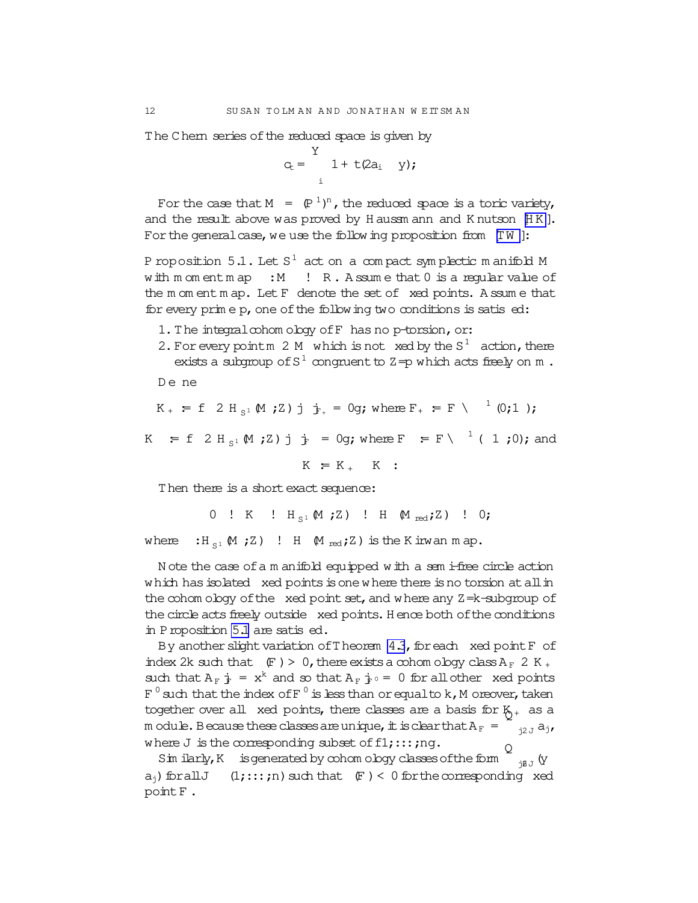The Chern series of the reduced space is given by

$$c_t = \prod_i 1 + t(2a_i - y);$$

For the case that $M = (\mathbb{P}^1)^n$, the reduced space is a toric variety, and the result above was proved by Haussmann and Knutson [HK]. For the general case, we use the following proposition from [TW]:

**Proposition 5.1.** *Let $S^1$ act on a compact symplectic manifold $M$ with moment map $\phi : M \to \mathbb{R}$. Assume that 0 is a regular value of the moment map. Let $F$ denote the set of fixed points. Assume that for every prime $p$, one of the following two conditions is satisfied:*

1. *The integral cohomology of $F$ has no $p$-torsion, or:*
2. *For every point $m \in M$ which is not fixed by the $S^1$ action, there exists a subgroup of $S^1$ congruent to $\mathbb{Z}/p$ which acts freely on $m$.*

*Define*

$$K_+ := \{\alpha \in H_{S^1}(M;\mathbb{Z}) \mid \alpha|_{F_+} = 0\}; \text{ where } F_+ := F \cap \phi^{-1}(0;\infty);$$

$$K_- := \{\alpha \in H_{S^1}(M;\mathbb{Z}) \mid \alpha|_{F_-} = 0\}; \text{ where } F_- := F \cap \phi^{-1}(-\infty;0); \text{ and}$$

$$K := K_+ \oplus K_-:$$

*Then there is a short exact sequence:*

$$0 \to K \to H_{S^1}(M;\mathbb{Z}) \xrightarrow{\kappa} H(M_{red};\mathbb{Z}) \to 0;$$

*where $\kappa : H_{S^1}(M;\mathbb{Z}) \to H(M_{red};\mathbb{Z})$ is the Kirwan map.*

Note the case of a manifold equipped with a semi-free circle action which has isolated fixed points is one where there is no torsion at all in the cohomology of the fixed point set, and where any $\mathbb{Z}/k$-subgroup of the circle acts freely outside fixed points. Hence both of the conditions in Proposition 5.1 are satisfied.

By another slight variation of Theorem 4.3, for each fixed point $F$ of index $2k$ such that $\phi(F) > 0$, there exists a cohomology class $A_F \in K_+$ such that $A_F|_F = x^k$ and so that $A_F|_{F'} = 0$ for all other fixed points $F'$ such that the index of $F'$ is less than or equal to $k$, Moreover, taken together over all fixed points, there classes are a basis for $K_+$ as a module. Because these classes are unique, it is clear that $A_F = \prod_{j \in J} a_j$, where $J$ is the corresponding subset of $\{1,\dots,n\}$.

Similarly, $K_-$ is generated by cohomology classes of the form $\prod_{j \notin J}(y - a_j)$ for all $J \subset (1,\dots,n)$ such that $\phi(F) < 0$ for the corresponding fixed point $F$.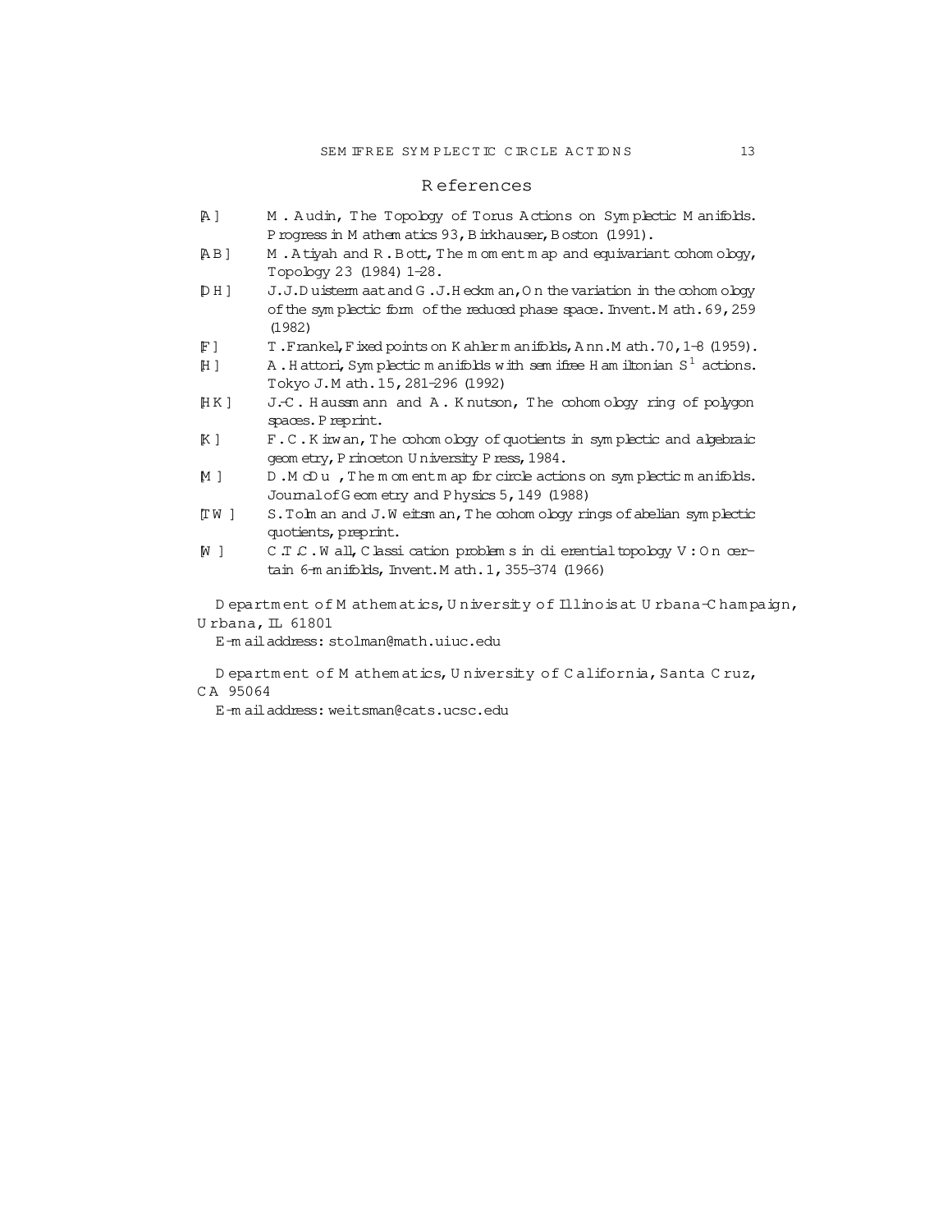## References

[A] M. Audin, The Topology of Torus Actions on Symplectic Manifolds. Progress in Mathematics 93, Birkhauser, Boston (1991).

[AB] M. Atiyah and R. Bott, The moment map and equivariant cohomology, Topology 23 (1984) 1–28.

[DH] J.J. Duistermaat and G.J. Heckman, On the variation in the cohomology of the symplectic form of the reduced phase space. Invent. Math. 69, 259 (1982)

[F] T. Frankel, Fixed points on Kahler manifolds, Ann. Math. 70, 1–8 (1959).

[H] A. Hattori, Symplectic manifolds with semifree Hamiltonian $S^1$ actions. Tokyo J. Math. 15, 281–296 (1992)

[HK] J.-C. Haussmann and A. Knutson, The cohomology ring of polygon spaces. Preprint.

[K] F.C. Kirwan, The cohomology of quotients in symplectic and algebraic geometry, Princeton University Press, 1984.

[M] D. McDuff, The moment map for circle actions on symplectic manifolds. Journal of Geometry and Physics 5, 149 (1988)

[TW] S. Tolman and J. Weitsman, The cohomology rings of abelian symplectic quotients, preprint.

[W] C.T.C. Wall, Classification problems in differential topology V: On certain 6-manifolds, Invent. Math. 1, 355–374 (1966)

Department of Mathematics, University of Illinois at Urbana-Champaign, Urbana, IL 61801

E-mail address: stolman@math.uiuc.edu

Department of Mathematics, University of California, Santa Cruz, CA 95064

E-mail address: weitsman@cats.ucsc.edu